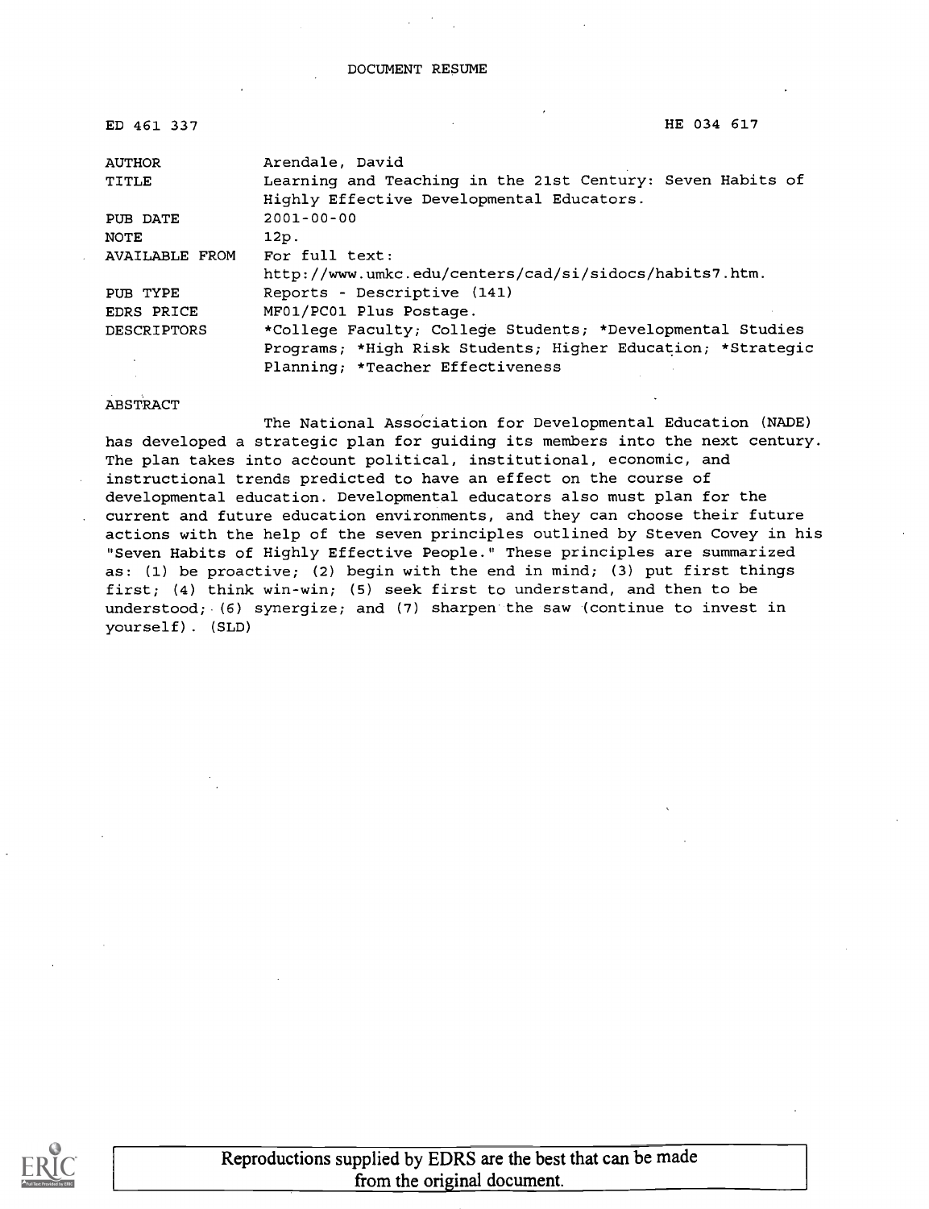# DOCUMENT RESUME

| | |
|---|---|
| ED 461 337 | HE 034 617 |
| AUTHOR | Arendale, David |
| TITLE | Learning and Teaching in the 21st Century: Seven Habits of Highly Effective Developmental Educators. |
| PUB DATE | 2001-00-00 |
| NOTE | 12p. |
| AVAILABLE FROM | For full text: http://www.umkc.edu/centers/cad/si/sidocs/habits7.htm. |
| PUB TYPE | Reports - Descriptive (141) |
| EDRS PRICE | MF01/PC01 Plus Postage. |
| DESCRIPTORS | *College Faculty; College Students; *Developmental Studies Programs; *High Risk Students; Higher Education; *Strategic Planning; *Teacher Effectiveness |

ABSTRACT

The National Association for Developmental Education (NADE) has developed a strategic plan for guiding its members into the next century. The plan takes into account political, institutional, economic, and instructional trends predicted to have an effect on the course of developmental education. Developmental educators also must plan for the current and future education environments, and they can choose their future actions with the help of the seven principles outlined by Steven Covey in his "Seven Habits of Highly Effective People." These principles are summarized as: (1) be proactive; (2) begin with the end in mind; (3) put first things first; (4) think win-win; (5) seek first to understand, and then to be understood; (6) synergize; and (7) sharpen the saw (continue to invest in yourself). (SLD)

Reproductions supplied by EDRS are the best that can be made from the original document.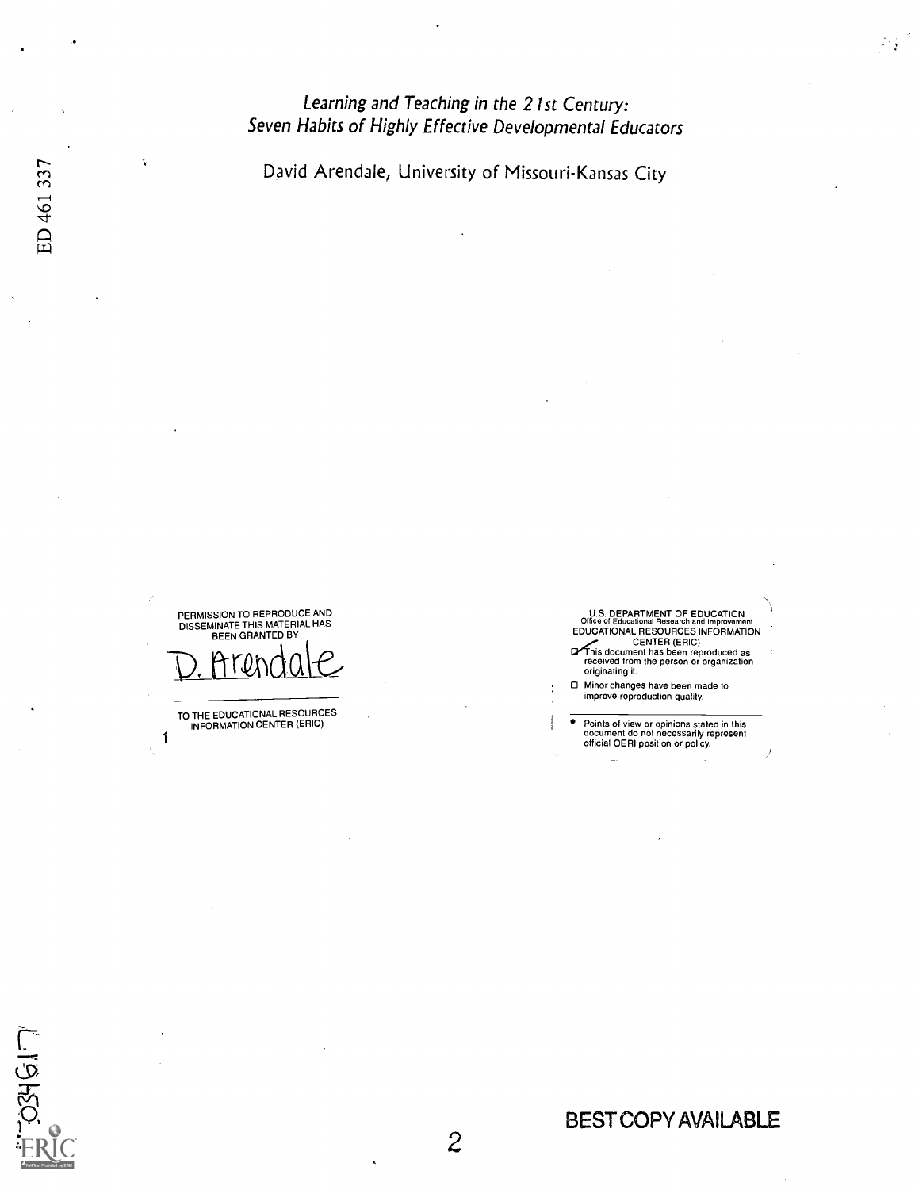*Learning and Teaching in the 21st Century:*
*Seven Habits of Highly Effective Developmental Educators*

David Arendale, University of Missouri-Kansas City

ED 461 337

PERMISSION TO REPRODUCE AND DISSEMINATE THIS MATERIAL HAS BEEN GRANTED BY

D. Arendale

TO THE EDUCATIONAL RESOURCES INFORMATION CENTER (ERIC)

1

U.S. DEPARTMENT OF EDUCATION
Office of Educational Research and Improvement
EDUCATIONAL RESOURCES INFORMATION CENTER (ERIC)

- [x] This document has been reproduced as received from the person or organization originating it.
- [ ] Minor changes have been made to improve reproduction quality.

- Points of view or opinions stated in this document do not necessarily represent official OERI position or policy.

BEST COPY AVAILABLE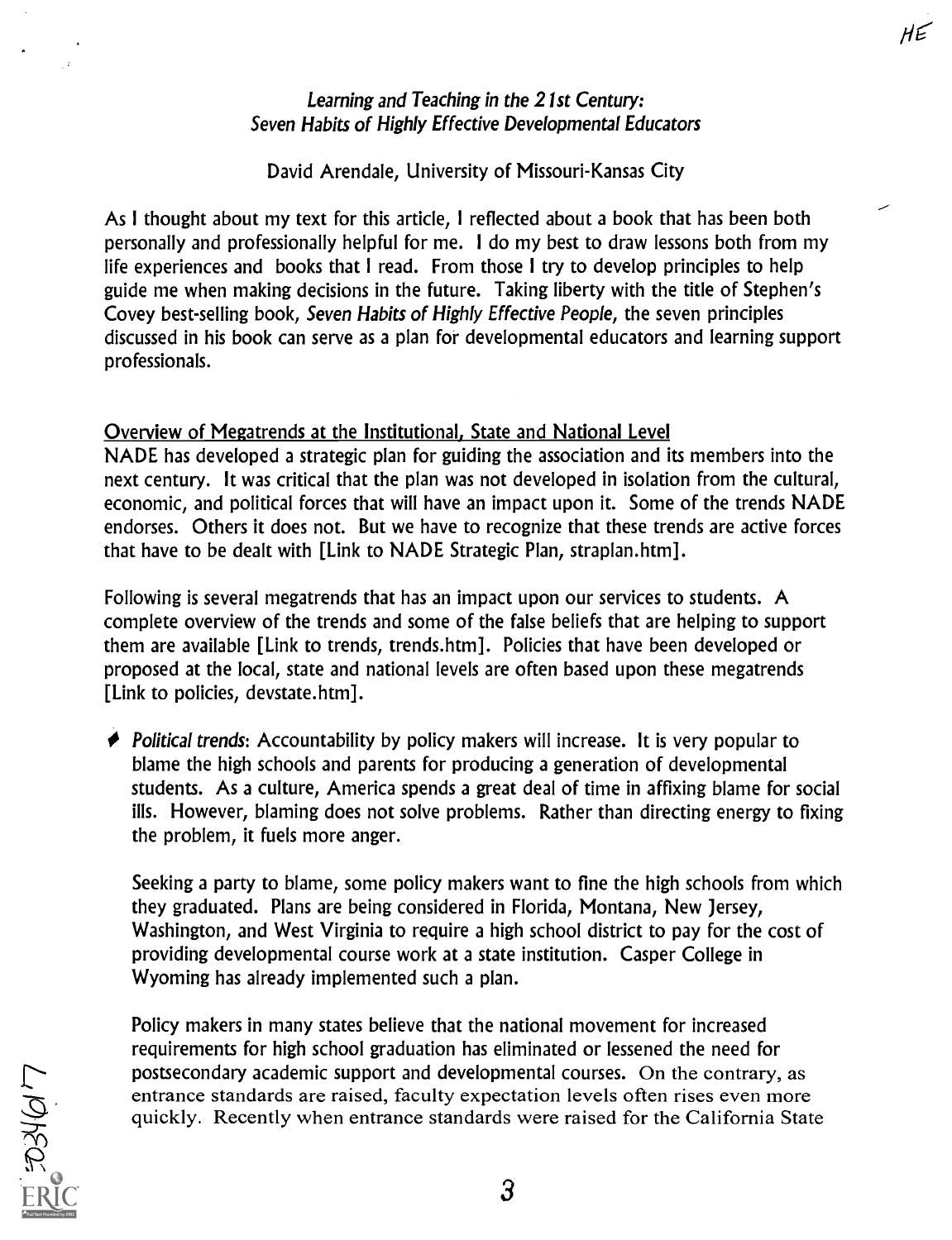*Learning and Teaching in the 21st Century:*
*Seven Habits of Highly Effective Developmental Educators*

David Arendale, University of Missouri-Kansas City

As I thought about my text for this article, I reflected about a book that has been both personally and professionally helpful for me. I do my best to draw lessons both from my life experiences and books that I read. From those I try to develop principles to help guide me when making decisions in the future. Taking liberty with the title of Stephen's Covey best-selling book, *Seven Habits of Highly Effective People*, the seven principles discussed in his book can serve as a plan for developmental educators and learning support professionals.

## Overview of Megatrends at the Institutional, State and National Level

NADE has developed a strategic plan for guiding the association and its members into the next century. It was critical that the plan was not developed in isolation from the cultural, economic, and political forces that will have an impact upon it. Some of the trends NADE endorses. Others it does not. But we have to recognize that these trends are active forces that have to be dealt with [Link to NADE Strategic Plan, straplan.htm].

Following is several megatrends that has an impact upon our services to students. A complete overview of the trends and some of the false beliefs that are helping to support them are available [Link to trends, trends.htm]. Policies that have been developed or proposed at the local, state and national levels are often based upon these megatrends [Link to policies, devstate.htm].

- *Political trends*: Accountability by policy makers will increase. It is very popular to blame the high schools and parents for producing a generation of developmental students. As a culture, America spends a great deal of time in affixing blame for social ills. However, blaming does not solve problems. Rather than directing energy to fixing the problem, it fuels more anger.

  Seeking a party to blame, some policy makers want to fine the high schools from which they graduated. Plans are being considered in Florida, Montana, New Jersey, Washington, and West Virginia to require a high school district to pay for the cost of providing developmental course work at a state institution. Casper College in Wyoming has already implemented such a plan.

  Policy makers in many states believe that the national movement for increased requirements for high school graduation has eliminated or lessened the need for postsecondary academic support and developmental courses. On the contrary, as entrance standards are raised, faculty expectation levels often rises even more quickly. Recently when entrance standards were raised for the California State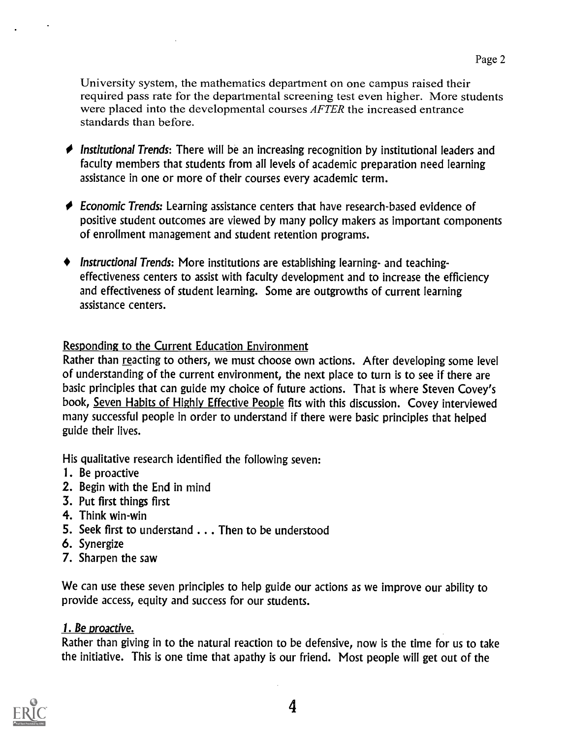University system, the mathematics department on one campus raised their required pass rate for the departmental screening test even higher. More students were placed into the developmental courses *AFTER* the increased entrance standards than before.

- *Institutional Trends*: There will be an increasing recognition by institutional leaders and faculty members that students from all levels of academic preparation need learning assistance in one or more of their courses every academic term.

- *Economic Trends:* Learning assistance centers that have research-based evidence of positive student outcomes are viewed by many policy makers as important components of enrollment management and student retention programs.

- *Instructional Trends*: More institutions are establishing learning- and teaching-effectiveness centers to assist with faculty development and to increase the efficiency and effectiveness of student learning. Some are outgrowths of current learning assistance centers.

<u>Responding to the Current Education Environment</u>

Rather than <u>r</u>eacting to others, we must choose own actions. After developing some level of understanding of the current environment, the next place to turn is to see if there are basic principles that can guide my choice of future actions. That is where Steven Covey's book, <u>Seven Habits of Highly Effective People</u> fits with this discussion. Covey interviewed many successful people in order to understand if there were basic principles that helped guide their lives.

His qualitative research identified the following seven:

1. Be proactive
2. Begin with the End in mind
3. Put first things first
4. Think win-win
5. Seek first to understand . . . Then to be understood
6. Synergize
7. Sharpen the saw

We can use these seven principles to help guide our actions as we improve our ability to provide access, equity and success for our students.

<u>*1. Be proactive.*</u>

Rather than giving in to the natural reaction to be defensive, now is the time for us to take the initiative. This is one time that apathy is our friend. Most people will get out of the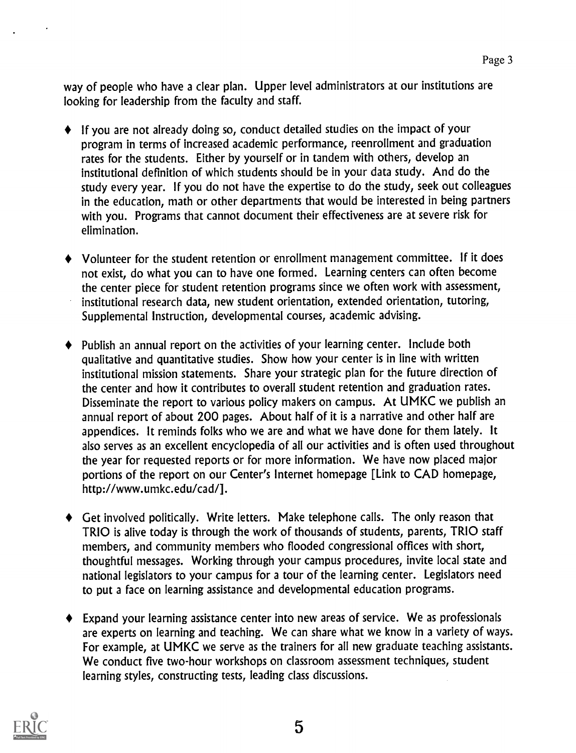way of people who have a clear plan. Upper level administrators at our institutions are looking for leadership from the faculty and staff.

- If you are not already doing so, conduct detailed studies on the impact of your program in terms of increased academic performance, reenrollment and graduation rates for the students. Either by yourself or in tandem with others, develop an institutional definition of which students should be in your data study. And do the study every year. If you do not have the expertise to do the study, seek out colleagues in the education, math or other departments that would be interested in being partners with you. Programs that cannot document their effectiveness are at severe risk for elimination.

- Volunteer for the student retention or enrollment management committee. If it does not exist, do what you can to have one formed. Learning centers can often become the center piece for student retention programs since we often work with assessment, institutional research data, new student orientation, extended orientation, tutoring, Supplemental Instruction, developmental courses, academic advising.

- Publish an annual report on the activities of your learning center. Include both qualitative and quantitative studies. Show how your center is in line with written institutional mission statements. Share your strategic plan for the future direction of the center and how it contributes to overall student retention and graduation rates. Disseminate the report to various policy makers on campus. At UMKC we publish an annual report of about 200 pages. About half of it is a narrative and other half are appendices. It reminds folks who we are and what we have done for them lately. It also serves as an excellent encyclopedia of all our activities and is often used throughout the year for requested reports or for more information. We have now placed major portions of the report on our Center's Internet homepage [Link to CAD homepage, http://www.umkc.edu/cad/].

- Get involved politically. Write letters. Make telephone calls. The only reason that TRIO is alive today is through the work of thousands of students, parents, TRIO staff members, and community members who flooded congressional offices with short, thoughtful messages. Working through your campus procedures, invite local state and national legislators to your campus for a tour of the learning center. Legislators need to put a face on learning assistance and developmental education programs.

- Expand your learning assistance center into new areas of service. We as professionals are experts on learning and teaching. We can share what we know in a variety of ways. For example, at UMKC we serve as the trainers for all new graduate teaching assistants. We conduct five two-hour workshops on classroom assessment techniques, student learning styles, constructing tests, leading class discussions.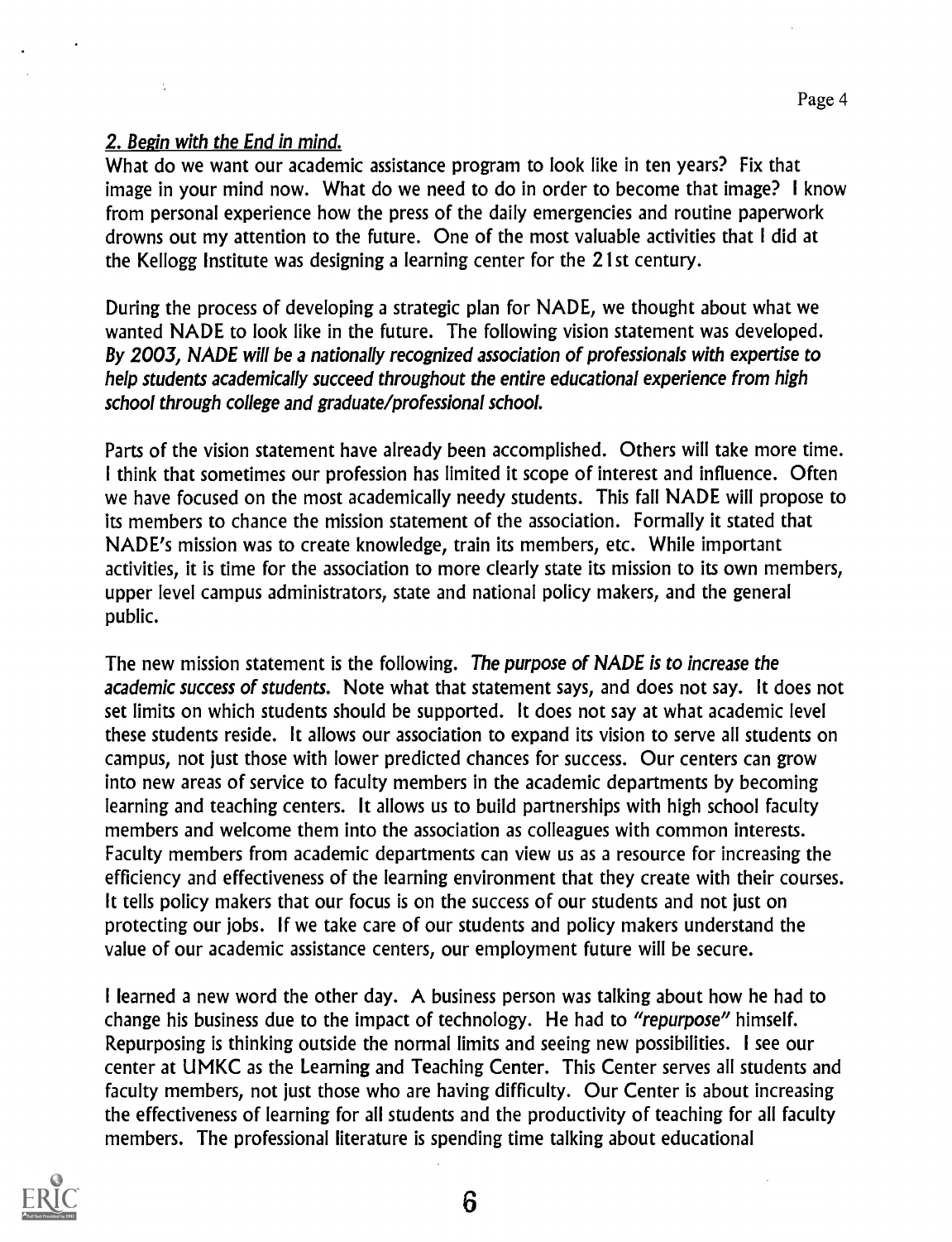## *2. Begin with the End in mind.*

What do we want our academic assistance program to look like in ten years? Fix that image in your mind now. What do we need to do in order to become that image? I know from personal experience how the press of the daily emergencies and routine paperwork drowns out my attention to the future. One of the most valuable activities that I did at the Kellogg Institute was designing a learning center for the 21st century.

During the process of developing a strategic plan for NADE, we thought about what we wanted NADE to look like in the future. The following vision statement was developed. *By 2003, NADE will be a nationally recognized association of professionals with expertise to help students academically succeed throughout the entire educational experience from high school through college and graduate/professional school.*

Parts of the vision statement have already been accomplished. Others will take more time. I think that sometimes our profession has limited it scope of interest and influence. Often we have focused on the most academically needy students. This fall NADE will propose to its members to chance the mission statement of the association. Formally it stated that NADE's mission was to create knowledge, train its members, etc. While important activities, it is time for the association to more clearly state its mission to its own members, upper level campus administrators, state and national policy makers, and the general public.

The new mission statement is the following. *The purpose of NADE is to increase the academic success of students.* Note what that statement says, and does not say. It does not set limits on which students should be supported. It does not say at what academic level these students reside. It allows our association to expand its vision to serve all students on campus, not just those with lower predicted chances for success. Our centers can grow into new areas of service to faculty members in the academic departments by becoming learning and teaching centers. It allows us to build partnerships with high school faculty members and welcome them into the association as colleagues with common interests. Faculty members from academic departments can view us as a resource for increasing the efficiency and effectiveness of the learning environment that they create with their courses. It tells policy makers that our focus is on the success of our students and not just on protecting our jobs. If we take care of our students and policy makers understand the value of our academic assistance centers, our employment future will be secure.

I learned a new word the other day. A business person was talking about how he had to change his business due to the impact of technology. He had to *"repurpose"* himself. Repurposing is thinking outside the normal limits and seeing new possibilities. I see our center at UMKC as the Learning and Teaching Center. This Center serves all students and faculty members, not just those who are having difficulty. Our Center is about increasing the effectiveness of learning for all students and the productivity of teaching for all faculty members. The professional literature is spending time talking about educational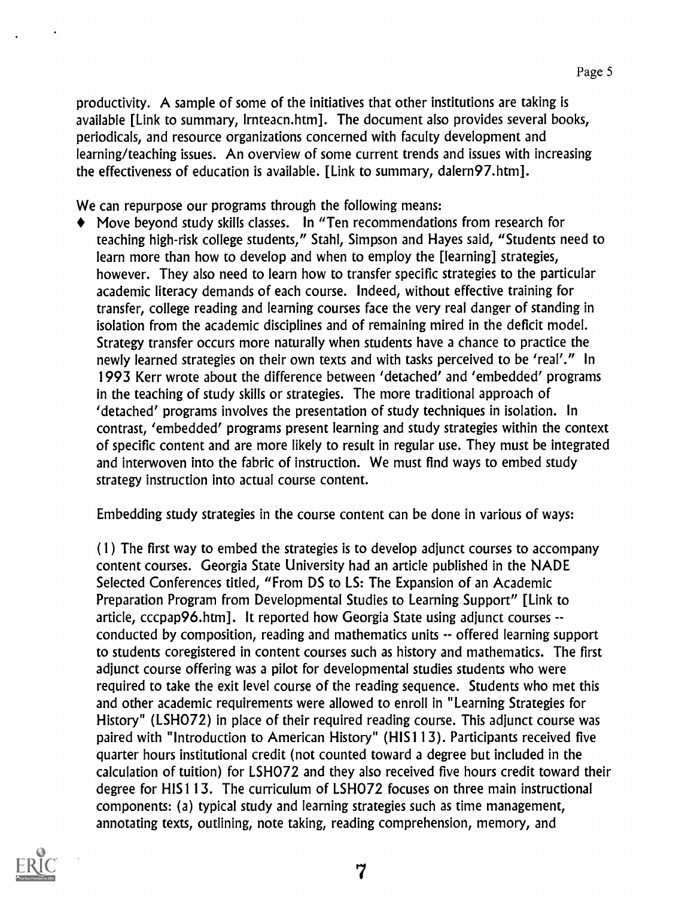productivity. A sample of some of the initiatives that other institutions are taking is available [Link to summary, lrnteacn.htm]. The document also provides several books, periodicals, and resource organizations concerned with faculty development and learning/teaching issues. An overview of some current trends and issues with increasing the effectiveness of education is available. [Link to summary, dalern97.htm].

We can repurpose our programs through the following means:

- Move beyond study skills classes. In "Ten recommendations from research for teaching high-risk college students," Stahl, Simpson and Hayes said, "Students need to learn more than how to develop and when to employ the [learning] strategies, however. They also need to learn how to transfer specific strategies to the particular academic literacy demands of each course. Indeed, without effective training for transfer, college reading and learning courses face the very real danger of standing in isolation from the academic disciplines and of remaining mired in the deficit model. Strategy transfer occurs more naturally when students have a chance to practice the newly learned strategies on their own texts and with tasks perceived to be 'real'." In 1993 Kerr wrote about the difference between 'detached' and 'embedded' programs in the teaching of study skills or strategies. The more traditional approach of 'detached' programs involves the presentation of study techniques in isolation. In contrast, 'embedded' programs present learning and study strategies within the context of specific content and are more likely to result in regular use. They must be integrated and interwoven into the fabric of instruction. We must find ways to embed study strategy instruction into actual course content.

  Embedding study strategies in the course content can be done in various of ways:

  (1) The first way to embed the strategies is to develop adjunct courses to accompany content courses. Georgia State University had an article published in the NADE Selected Conferences titled, "From DS to LS: The Expansion of an Academic Preparation Program from Developmental Studies to Learning Support" [Link to article, cccpap96.htm]. It reported how Georgia State using adjunct courses -- conducted by composition, reading and mathematics units -- offered learning support to students coregistered in content courses such as history and mathematics. The first adjunct course offering was a pilot for developmental studies students who were required to take the exit level course of the reading sequence. Students who met this and other academic requirements were allowed to enroll in "Learning Strategies for History" (LSH072) in place of their required reading course. This adjunct course was paired with "Introduction to American History" (HIS113). Participants received five quarter hours institutional credit (not counted toward a degree but included in the calculation of tuition) for LSH072 and they also received five hours credit toward their degree for HIS113. The curriculum of LSH072 focuses on three main instructional components: (a) typical study and learning strategies such as time management, annotating texts, outlining, note taking, reading comprehension, memory, and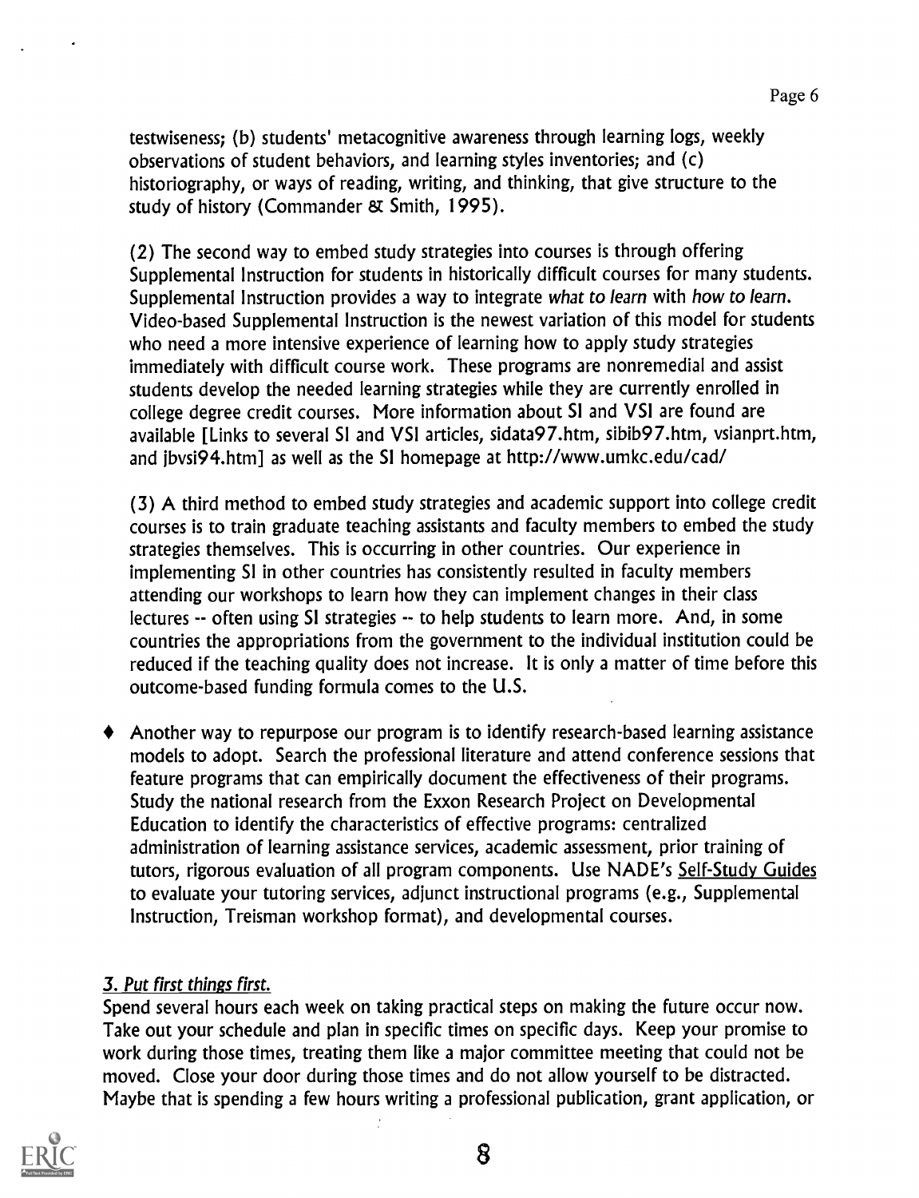testwiseness; (b) students' metacognitive awareness through learning logs, weekly observations of student behaviors, and learning styles inventories; and (c) historiography, or ways of reading, writing, and thinking, that give structure to the study of history (Commander & Smith, 1995).

(2) The second way to embed study strategies into courses is through offering Supplemental Instruction for students in historically difficult courses for many students. Supplemental Instruction provides a way to integrate *what to learn* with *how to learn*. Video-based Supplemental Instruction is the newest variation of this model for students who need a more intensive experience of learning how to apply study strategies immediately with difficult course work. These programs are nonremedial and assist students develop the needed learning strategies while they are currently enrolled in college degree credit courses. More information about SI and VSI are found are available [Links to several SI and VSI articles, sidata97.htm, sibib97.htm, vsianprt.htm, and jbvsi94.htm] as well as the SI homepage at http://www.umkc.edu/cad/

(3) A third method to embed study strategies and academic support into college credit courses is to train graduate teaching assistants and faculty members to embed the study strategies themselves. This is occurring in other countries. Our experience in implementing SI in other countries has consistently resulted in faculty members attending our workshops to learn how they can implement changes in their class lectures -- often using SI strategies -- to help students to learn more. And, in some countries the appropriations from the government to the individual institution could be reduced if the teaching quality does not increase. It is only a matter of time before this outcome-based funding formula comes to the U.S.

- Another way to repurpose our program is to identify research-based learning assistance models to adopt. Search the professional literature and attend conference sessions that feature programs that can empirically document the effectiveness of their programs. Study the national research from the Exxon Research Project on Developmental Education to identify the characteristics of effective programs: centralized administration of learning assistance services, academic assessment, prior training of tutors, rigorous evaluation of all program components. Use NADE's Self-Study Guides to evaluate your tutoring services, adjunct instructional programs (e.g., Supplemental Instruction, Treisman workshop format), and developmental courses.

### *3. Put first things first.*

Spend several hours each week on taking practical steps on making the future occur now. Take out your schedule and plan in specific times on specific days. Keep your promise to work during those times, treating them like a major committee meeting that could not be moved. Close your door during those times and do not allow yourself to be distracted. Maybe that is spending a few hours writing a professional publication, grant application, or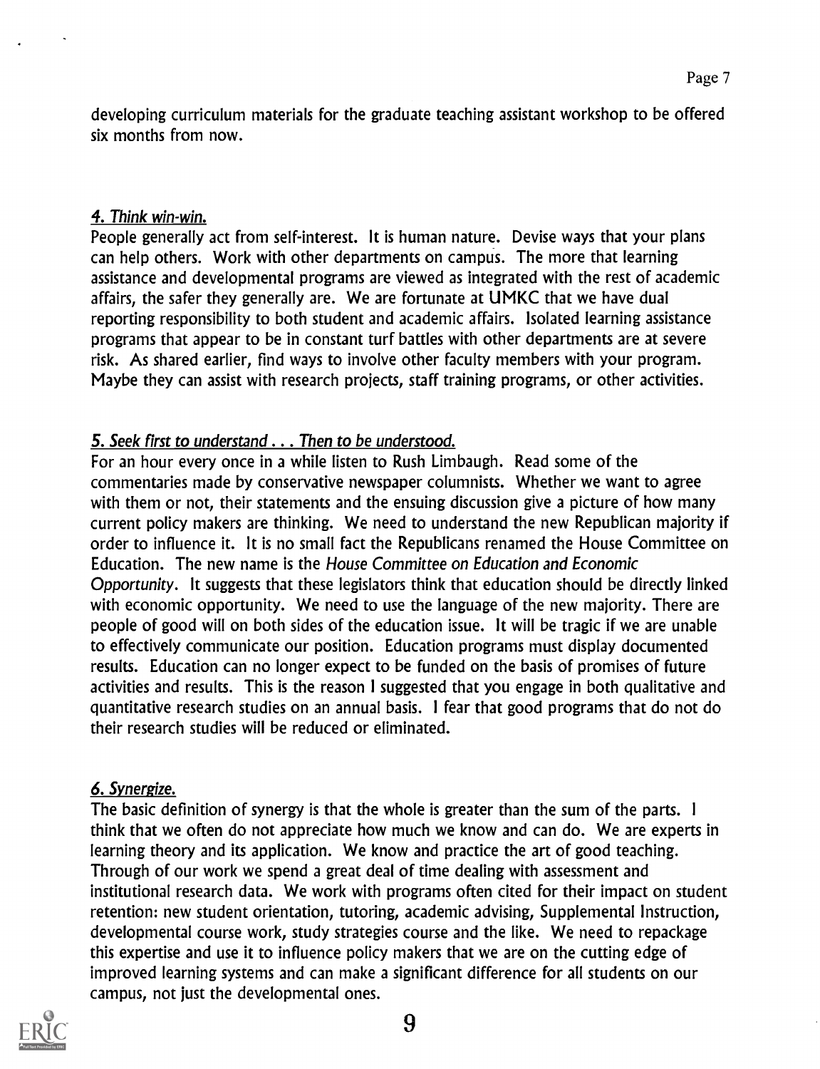developing curriculum materials for the graduate teaching assistant workshop to be offered six months from now.

### *4. Think win-win.*

People generally act from self-interest. It is human nature. Devise ways that your plans can help others. Work with other departments on campus. The more that learning assistance and developmental programs are viewed as integrated with the rest of academic affairs, the safer they generally are. We are fortunate at UMKC that we have dual reporting responsibility to both student and academic affairs. Isolated learning assistance programs that appear to be in constant turf battles with other departments are at severe risk. As shared earlier, find ways to involve other faculty members with your program. Maybe they can assist with research projects, staff training programs, or other activities.

### *5. Seek first to understand . . . Then to be understood.*

For an hour every once in a while listen to Rush Limbaugh. Read some of the commentaries made by conservative newspaper columnists. Whether we want to agree with them or not, their statements and the ensuing discussion give a picture of how many current policy makers are thinking. We need to understand the new Republican majority if order to influence it. It is no small fact the Republicans renamed the House Committee on Education. The new name is the *House Committee on Education and Economic Opportunity*. It suggests that these legislators think that education should be directly linked with economic opportunity. We need to use the language of the new majority. There are people of good will on both sides of the education issue. It will be tragic if we are unable to effectively communicate our position. Education programs must display documented results. Education can no longer expect to be funded on the basis of promises of future activities and results. This is the reason I suggested that you engage in both qualitative and quantitative research studies on an annual basis. I fear that good programs that do not do their research studies will be reduced or eliminated.

### *6. Synergize.*

The basic definition of synergy is that the whole is greater than the sum of the parts. I think that we often do not appreciate how much we know and can do. We are experts in learning theory and its application. We know and practice the art of good teaching. Through of our work we spend a great deal of time dealing with assessment and institutional research data. We work with programs often cited for their impact on student retention: new student orientation, tutoring, academic advising, Supplemental Instruction, developmental course work, study strategies course and the like. We need to repackage this expertise and use it to influence policy makers that we are on the cutting edge of improved learning systems and can make a significant difference for all students on our campus, not just the developmental ones.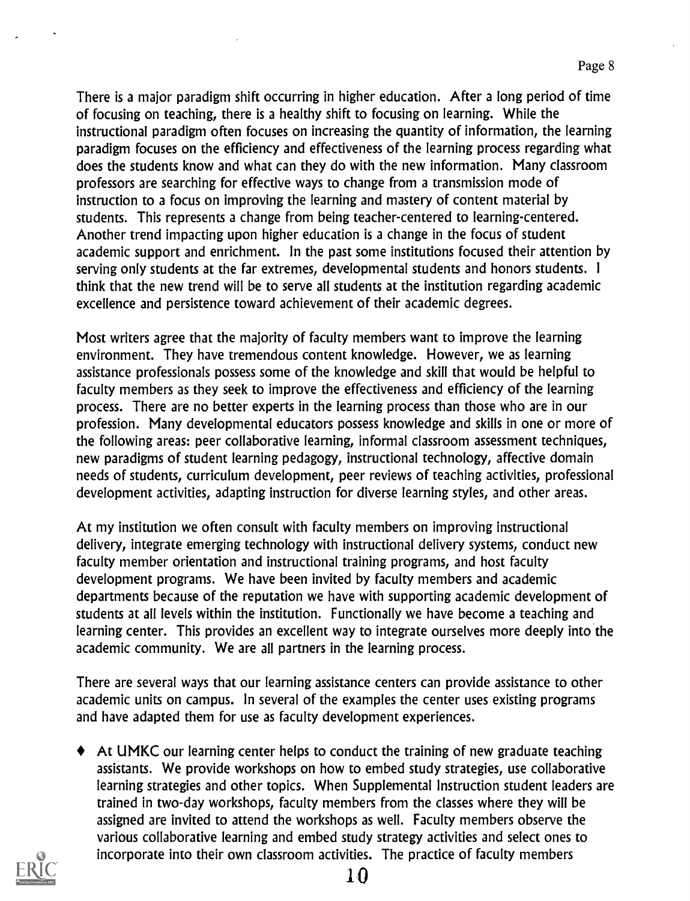There is a major paradigm shift occurring in higher education. After a long period of time of focusing on teaching, there is a healthy shift to focusing on learning. While the instructional paradigm often focuses on increasing the quantity of information, the learning paradigm focuses on the efficiency and effectiveness of the learning process regarding what does the students know and what can they do with the new information. Many classroom professors are searching for effective ways to change from a transmission mode of instruction to a focus on improving the learning and mastery of content material by students. This represents a change from being teacher-centered to learning-centered. Another trend impacting upon higher education is a change in the focus of student academic support and enrichment. In the past some institutions focused their attention by serving only students at the far extremes, developmental students and honors students. I think that the new trend will be to serve all students at the institution regarding academic excellence and persistence toward achievement of their academic degrees.

Most writers agree that the majority of faculty members want to improve the learning environment. They have tremendous content knowledge. However, we as learning assistance professionals possess some of the knowledge and skill that would be helpful to faculty members as they seek to improve the effectiveness and efficiency of the learning process. There are no better experts in the learning process than those who are in our profession. Many developmental educators possess knowledge and skills in one or more of the following areas: peer collaborative learning, informal classroom assessment techniques, new paradigms of student learning pedagogy, instructional technology, affective domain needs of students, curriculum development, peer reviews of teaching activities, professional development activities, adapting instruction for diverse learning styles, and other areas.

At my institution we often consult with faculty members on improving instructional delivery, integrate emerging technology with instructional delivery systems, conduct new faculty member orientation and instructional training programs, and host faculty development programs. We have been invited by faculty members and academic departments because of the reputation we have with supporting academic development of students at all levels within the institution. Functionally we have become a teaching and learning center. This provides an excellent way to integrate ourselves more deeply into the academic community. We are all partners in the learning process.

There are several ways that our learning assistance centers can provide assistance to other academic units on campus. In several of the examples the center uses existing programs and have adapted them for use as faculty development experiences.

- At UMKC our learning center helps to conduct the training of new graduate teaching assistants. We provide workshops on how to embed study strategies, use collaborative learning strategies and other topics. When Supplemental Instruction student leaders are trained in two-day workshops, faculty members from the classes where they will be assigned are invited to attend the workshops as well. Faculty members observe the various collaborative learning and embed study strategy activities and select ones to incorporate into their own classroom activities. The practice of faculty members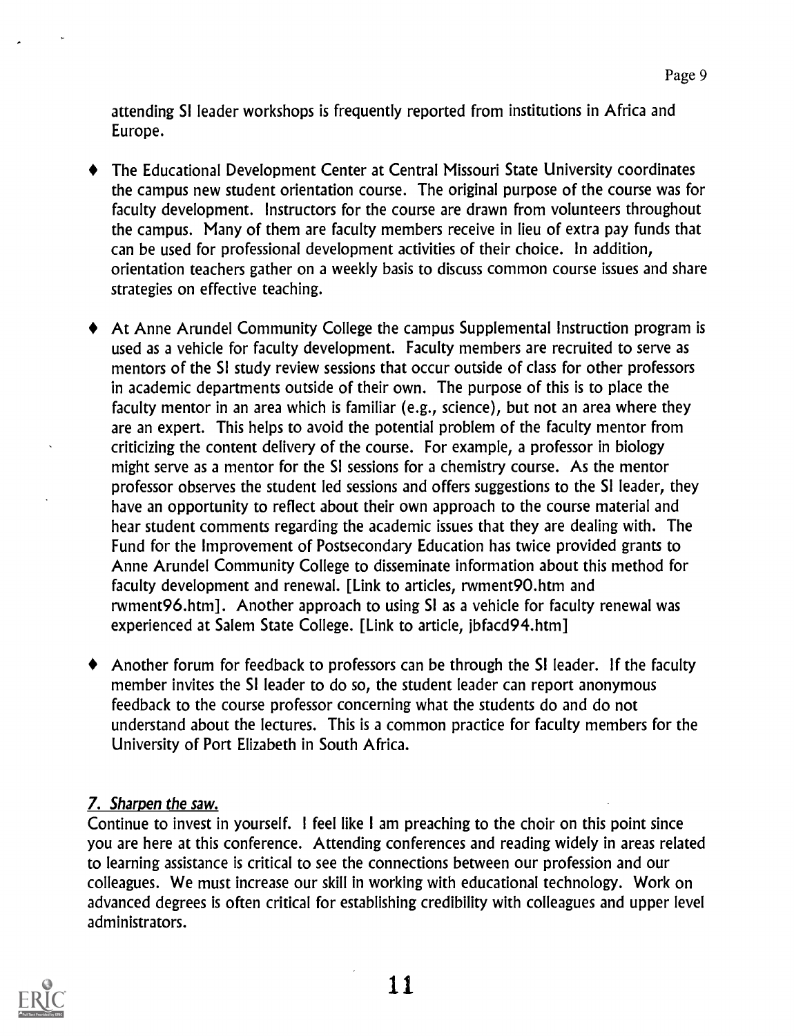attending SI leader workshops is frequently reported from institutions in Africa and Europe.

- The Educational Development Center at Central Missouri State University coordinates the campus new student orientation course. The original purpose of the course was for faculty development. Instructors for the course are drawn from volunteers throughout the campus. Many of them are faculty members receive in lieu of extra pay funds that can be used for professional development activities of their choice. In addition, orientation teachers gather on a weekly basis to discuss common course issues and share strategies on effective teaching.

- At Anne Arundel Community College the campus Supplemental Instruction program is used as a vehicle for faculty development. Faculty members are recruited to serve as mentors of the SI study review sessions that occur outside of class for other professors in academic departments outside of their own. The purpose of this is to place the faculty mentor in an area which is familiar (e.g., science), but not an area where they are an expert. This helps to avoid the potential problem of the faculty mentor from criticizing the content delivery of the course. For example, a professor in biology might serve as a mentor for the SI sessions for a chemistry course. As the mentor professor observes the student led sessions and offers suggestions to the SI leader, they have an opportunity to reflect about their own approach to the course material and hear student comments regarding the academic issues that they are dealing with. The Fund for the Improvement of Postsecondary Education has twice provided grants to Anne Arundel Community College to disseminate information about this method for faculty development and renewal. [Link to articles, rwment90.htm and rwment96.htm]. Another approach to using SI as a vehicle for faculty renewal was experienced at Salem State College. [Link to article, jbfacd94.htm]

- Another forum for feedback to professors can be through the SI leader. If the faculty member invites the SI leader to do so, the student leader can report anonymous feedback to the course professor concerning what the students do and do not understand about the lectures. This is a common practice for faculty members for the University of Port Elizabeth in South Africa.

*7. Sharpen the saw.*

Continue to invest in yourself. I feel like I am preaching to the choir on this point since you are here at this conference. Attending conferences and reading widely in areas related to learning assistance is critical to see the connections between our profession and our colleagues. We must increase our skill in working with educational technology. Work on advanced degrees is often critical for establishing credibility with colleagues and upper level administrators.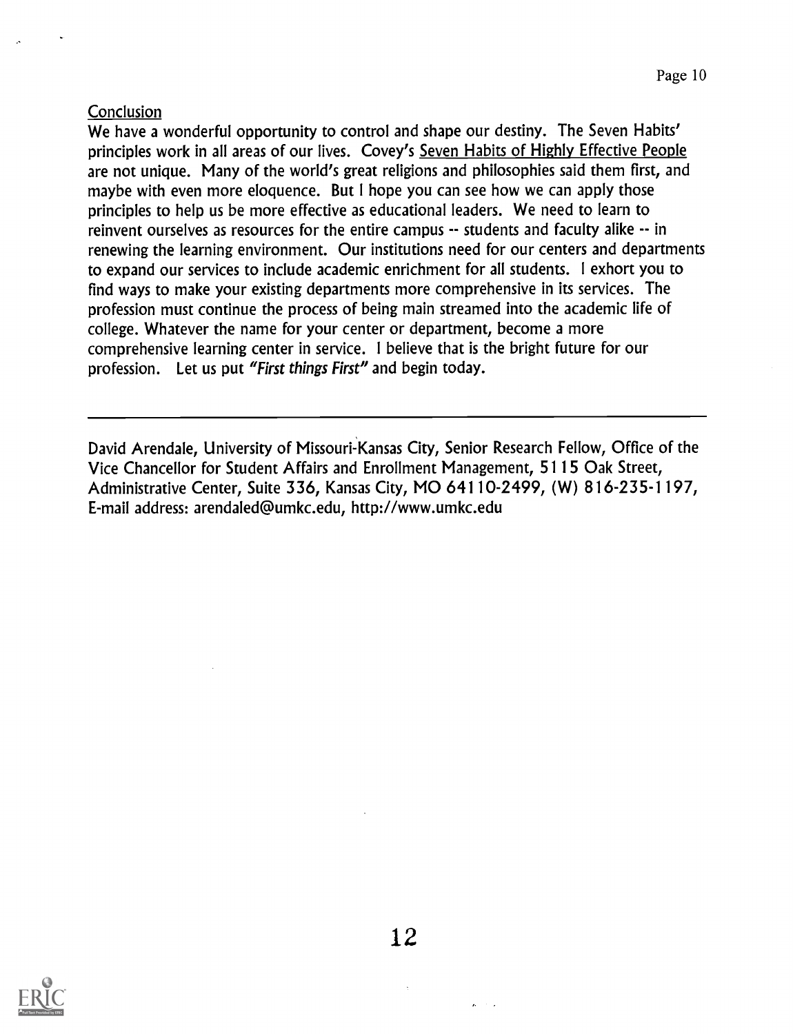## Conclusion

We have a wonderful opportunity to control and shape our destiny. The Seven Habits' principles work in all areas of our lives. Covey's Seven Habits of Highly Effective People are not unique. Many of the world's great religions and philosophies said them first, and maybe with even more eloquence. But I hope you can see how we can apply those principles to help us be more effective as educational leaders. We need to learn to reinvent ourselves as resources for the entire campus -- students and faculty alike -- in renewing the learning environment. Our institutions need for our centers and departments to expand our services to include academic enrichment for all students. I exhort you to find ways to make your existing departments more comprehensive in its services. The profession must continue the process of being main streamed into the academic life of college. Whatever the name for your center or department, become a more comprehensive learning center in service. I believe that is the bright future for our profession. Let us put *"First things First"* and begin today.

---

David Arendale, University of Missouri-Kansas City, Senior Research Fellow, Office of the Vice Chancellor for Student Affairs and Enrollment Management, 5115 Oak Street, Administrative Center, Suite 336, Kansas City, MO 64110-2499, (W) 816-235-1197, E-mail address: arendaled@umkc.edu, http://www.umkc.edu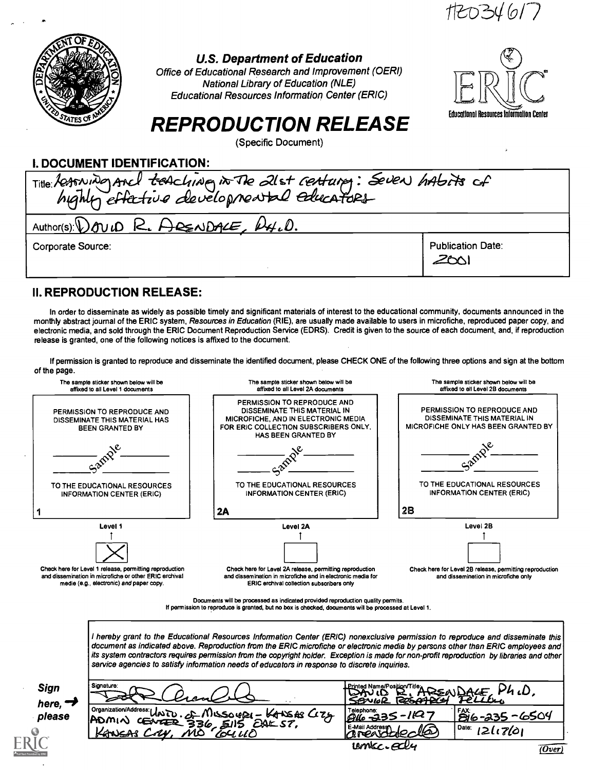HE034617

**U.S. Department of Education**
*Office of Educational Research and Improvement (OERI)*
*National Library of Education (NLE)*
*Educational Resources Information Center (ERIC)*

# REPRODUCTION RELEASE

(Specific Document)

## I. DOCUMENT IDENTIFICATION:

Title: Learning and teaching in the 21st century: Seven habits of highly effective developmental educators

Author(s): David R. Arendale, Ph.D.

Corporate Source:

Publication Date: 2001

## II. REPRODUCTION RELEASE:

In order to disseminate as widely as possible timely and significant materials of interest to the educational community, documents announced in the monthly abstract journal of the ERIC system, *Resources in Education* (RIE), are usually made available to users in microfiche, reproduced paper copy, and electronic media, and sold through the ERIC Document Reproduction Service (EDRS). Credit is given to the source of each document, and, if reproduction release is granted, one of the following notices is affixed to the document.

If permission is granted to reproduce and disseminate the identified document, please CHECK ONE of the following three options and sign at the bottom of the page.

| The sample sticker shown below will be affixed to all Level 1 documents | The sample sticker shown below will be affixed to all Level 2A documents | The sample sticker shown below will be affixed to all Level 2B documents |
|---|---|---|
| PERMISSION TO REPRODUCE AND DISSEMINATE THIS MATERIAL HAS BEEN GRANTED BY<br>Sample<br>TO THE EDUCATIONAL RESOURCES INFORMATION CENTER (ERIC) | PERMISSION TO REPRODUCE AND DISSEMINATE THIS MATERIAL IN MICROFICHE, AND IN ELECTRONIC MEDIA FOR ERIC COLLECTION SUBSCRIBERS ONLY, HAS BEEN GRANTED BY<br>Sample<br>TO THE EDUCATIONAL RESOURCES INFORMATION CENTER (ERIC) | PERMISSION TO REPRODUCE AND DISSEMINATE THIS MATERIAL IN MICROFICHE ONLY HAS BEEN GRANTED BY<br>Sample<br>TO THE EDUCATIONAL RESOURCES INFORMATION CENTER (ERIC) |
| 1 | 2A | 2B |
| Level 1 | Level 2A | Level 2B |
| [X] | [ ] | [ ] |
| Check here for Level 1 release, permitting reproduction and dissemination in microfiche or other ERIC archival media (e.g., electronic) *and* paper copy. | Check here for Level 2A release, permitting reproduction and dissemination in microfiche and in electronic media for ERIC archival collection subscribers only | Check here for Level 2B release, permitting reproduction and dissemination in microfiche only |

Documents will be processed as indicated provided reproduction quality permits.
If permission to reproduce is granted, but no box is checked, documents will be processed at Level 1.

*I hereby grant to the Educational Resources Information Center (ERIC) nonexclusive permission to reproduce and disseminate this document as indicated above. Reproduction from the ERIC microfiche or electronic media by persons other than ERIC employees and its system contractors requires permission from the copyright holder. Exception is made for non-profit reproduction by libraries and other service agencies to satisfy information needs of educators in response to discrete inquiries.*

**Sign here, → please**

| Signature: | Printed Name/Position/Title: David R. Arendale, Ph.D., Senior Research Fellow | |
|---|---|---|
| Organization/Address: Univ. of Missouri - Kansas City ADMIN CENTER 336, 5115 OAK ST, KANSAS CITY, MO 64110 | Telephone: 816-235-1197 | FAX: 816-235-6504 |
| | E-Mail Address: arendaled@umkc.edu | Date: 12/17/01 |

(Over)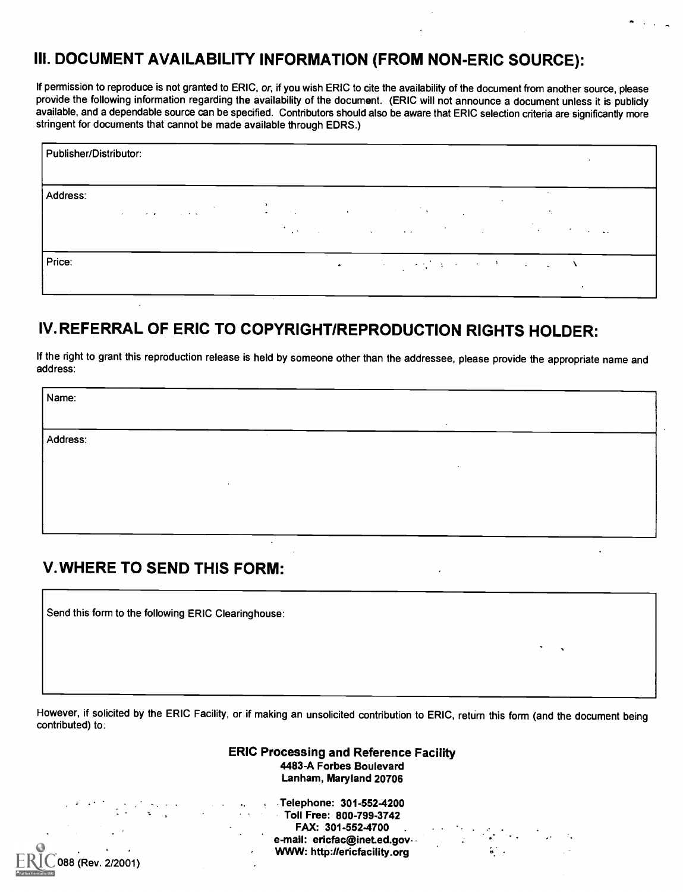## III. DOCUMENT AVAILABILITY INFORMATION (FROM NON-ERIC SOURCE):

If permission to reproduce is not granted to ERIC, *or*, if you wish ERIC to cite the availability of the document from another source, please provide the following information regarding the availability of the document. (ERIC will not announce a document unless it is publicly available, and a dependable source can be specified. Contributors should also be aware that ERIC selection criteria are significantly more stringent for documents that cannot be made available through EDRS.)

| |
|---|
| Publisher/Distributor: |
| Address: |
| Price: |

## IV. REFERRAL OF ERIC TO COPYRIGHT/REPRODUCTION RIGHTS HOLDER:

If the right to grant this reproduction release is held by someone other than the addressee, please provide the appropriate name and address:

| |
|---|
| Name: |
| Address: |

## V. WHERE TO SEND THIS FORM:

| |
|---|
| Send this form to the following ERIC Clearinghouse: |

However, if solicited by the ERIC Facility, or if making an unsolicited contribution to ERIC, return this form (and the document being contributed) to:

**ERIC Processing and Reference Facility**
**4483-A Forbes Boulevard**
**Lanham, Maryland 20706**

**Telephone: 301-552-4200**
**Toll Free: 800-799-3742**
**FAX: 301-552-4700**
**e-mail: ericfac@inet.ed.gov**
**WWW: http://ericfacility.org**

088 (Rev. 2/2001)